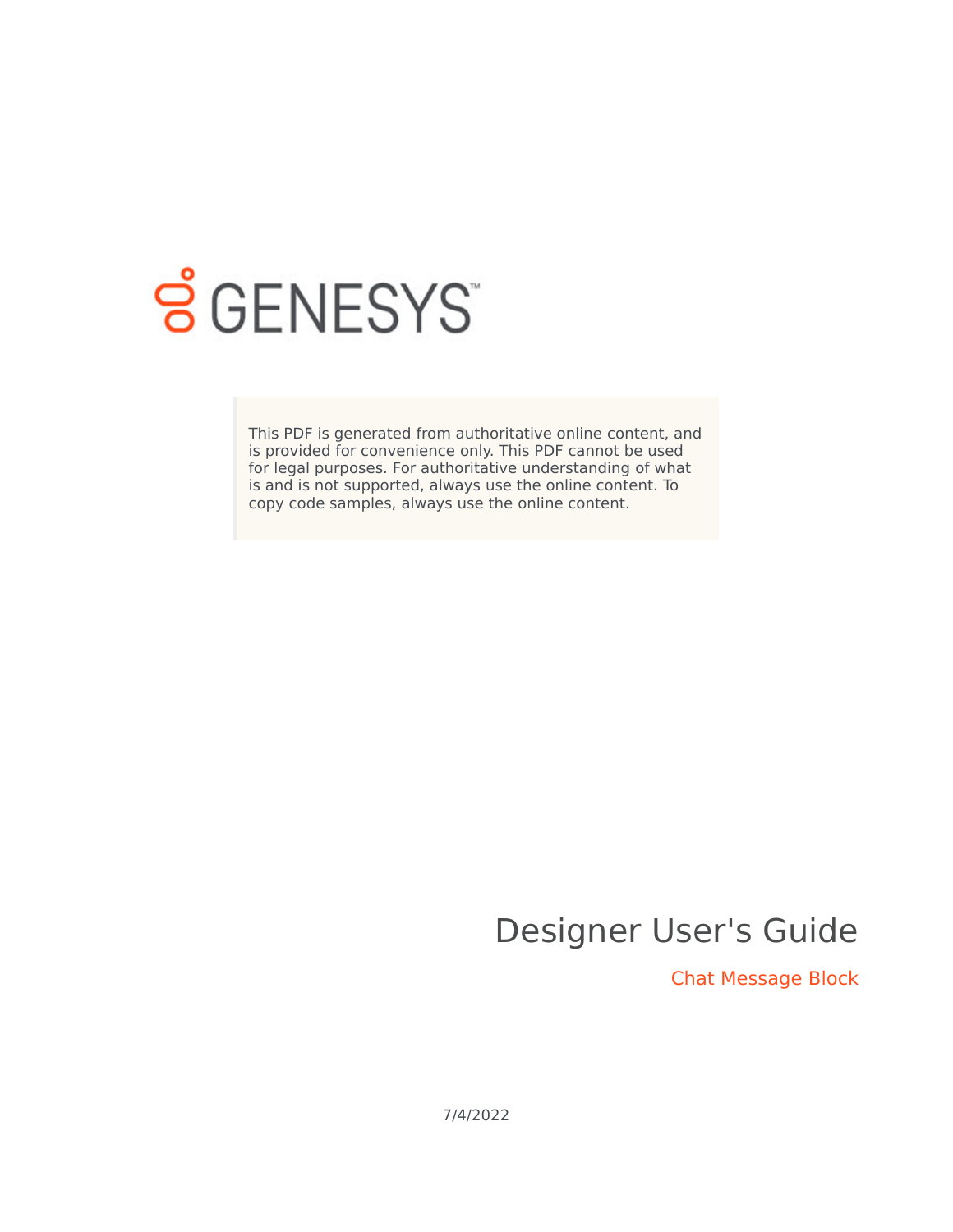GENESYS

This PDF is generated from authoritative online content, and is provided for convenience only. This PDF cannot be used for legal purposes. For authoritative understanding of what is and is not supported, always use the online content. To copy code samples, always use the online content.

# Designer User's Guide

## Chat Message Block

7/4/2022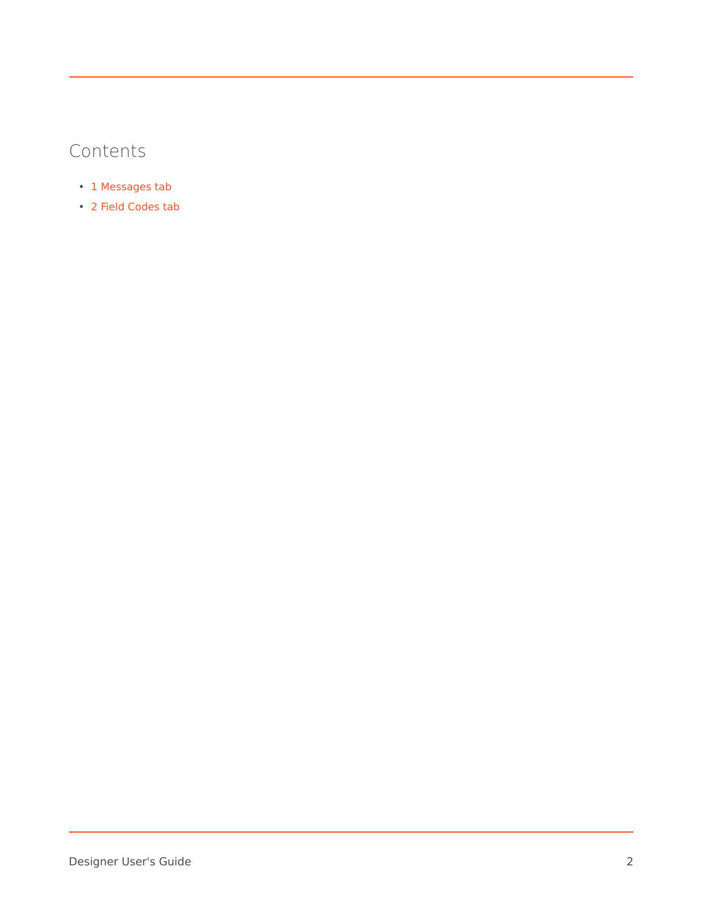## Contents

- 1 Messages tab
- 2 Field Codes tab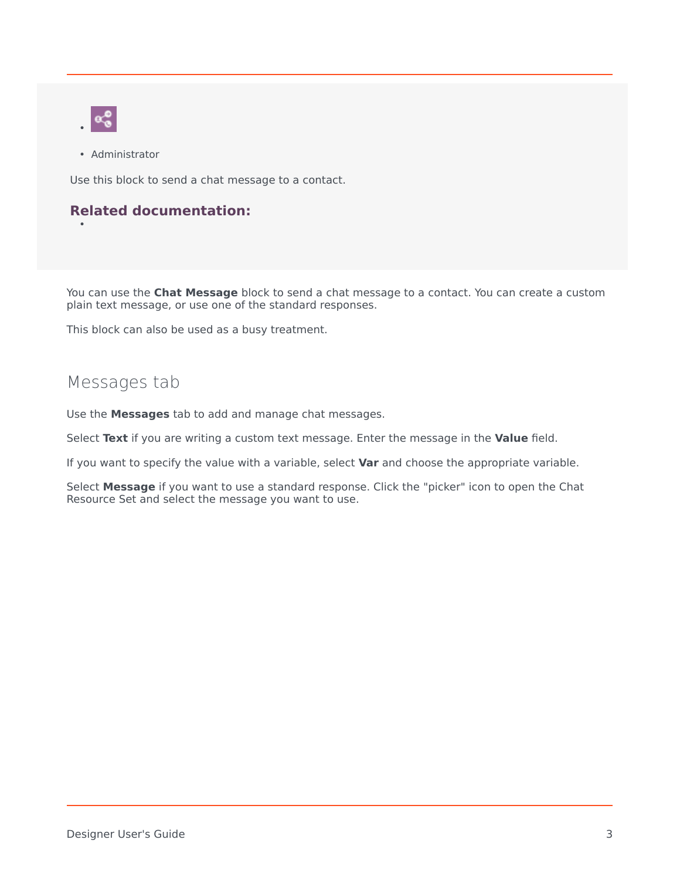- 
- Administrator

Use this block to send a chat message to a contact.

**Related documentation:**

- 

You can use the **Chat Message** block to send a chat message to a contact. You can create a custom plain text message, or use one of the standard responses.

This block can also be used as a busy treatment.

## Messages tab

Use the **Messages** tab to add and manage chat messages.

Select **Text** if you are writing a custom text message. Enter the message in the **Value** field.

If you want to specify the value with a variable, select **Var** and choose the appropriate variable.

Select **Message** if you want to use a standard response. Click the "picker" icon to open the Chat Resource Set and select the message you want to use.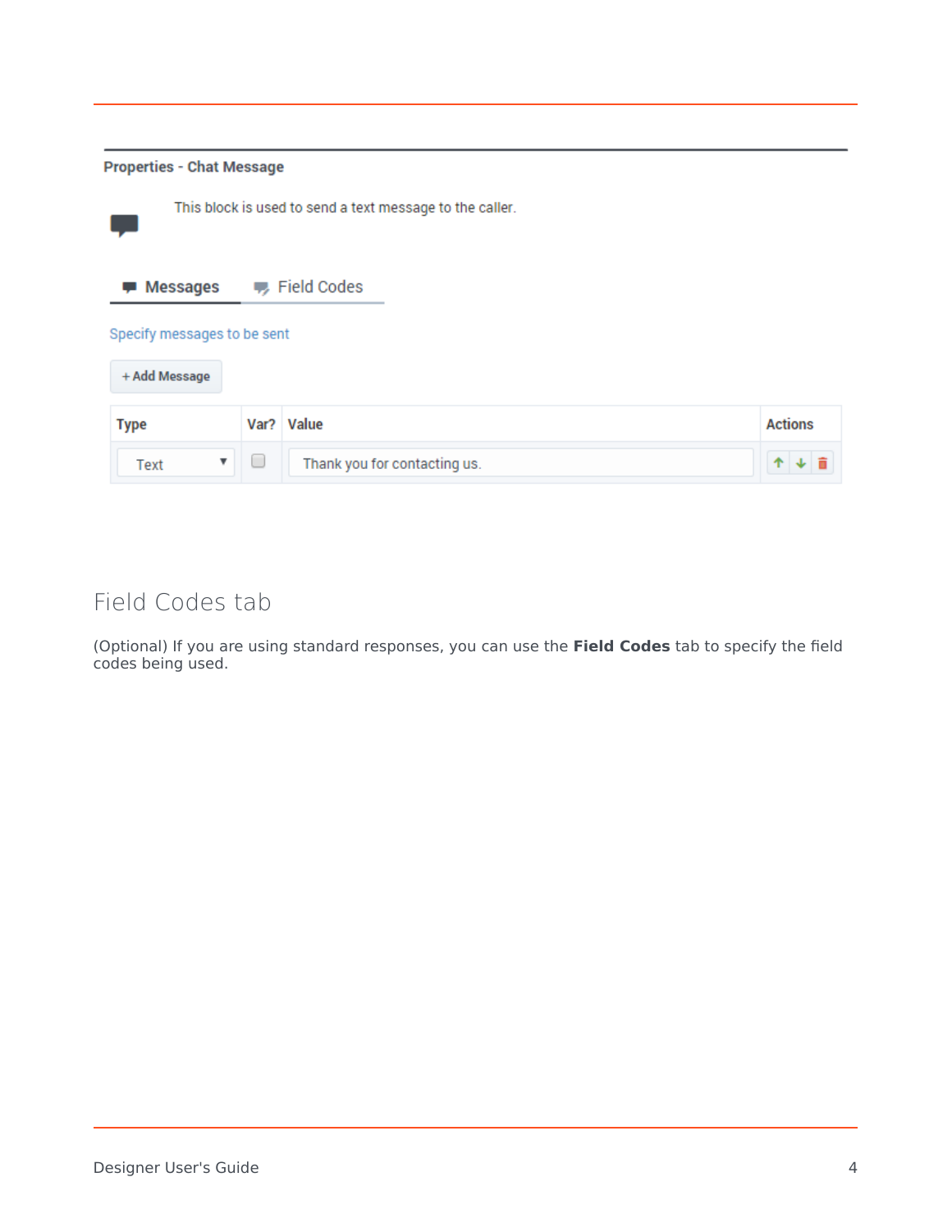Properties - Chat Message

This block is used to send a text message to the caller.

Messages | Field Codes

Specify messages to be sent

+ Add Message

| Type | Var? | Value | Actions |
| --- | --- | --- | --- |
| Text | | Thank you for contacting us. | |

## Field Codes tab

(Optional) If you are using standard responses, you can use the **Field Codes** tab to specify the field codes being used.